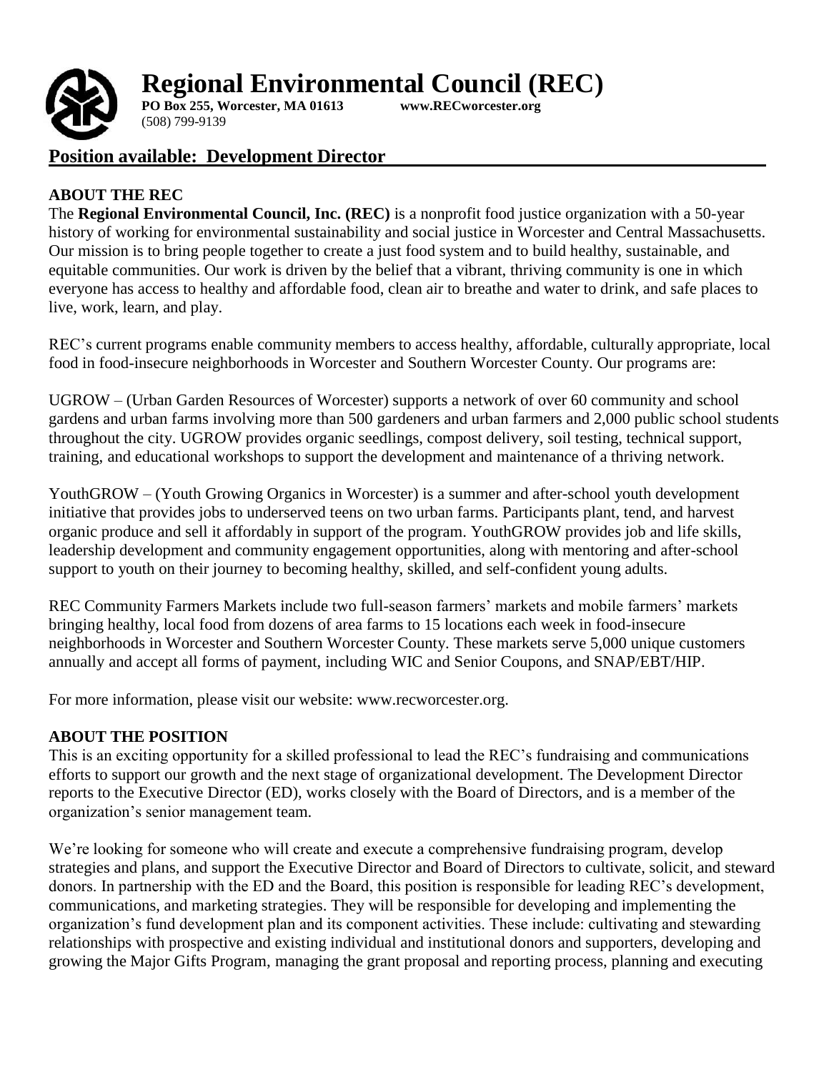# Regional Environmental Council (REC)

**PO Box 255, Worcester, MA 01613** **www.RECworcester.org**
(508) 799-9139

## Position available: Development Director

### ABOUT THE REC

The **Regional Environmental Council, Inc. (REC)** is a nonprofit food justice organization with a 50-year history of working for environmental sustainability and social justice in Worcester and Central Massachusetts. Our mission is to bring people together to create a just food system and to build healthy, sustainable, and equitable communities. Our work is driven by the belief that a vibrant, thriving community is one in which everyone has access to healthy and affordable food, clean air to breathe and water to drink, and safe places to live, work, learn, and play.

REC's current programs enable community members to access healthy, affordable, culturally appropriate, local food in food-insecure neighborhoods in Worcester and Southern Worcester County. Our programs are:

UGROW – (Urban Garden Resources of Worcester) supports a network of over 60 community and school gardens and urban farms involving more than 500 gardeners and urban farmers and 2,000 public school students throughout the city. UGROW provides organic seedlings, compost delivery, soil testing, technical support, training, and educational workshops to support the development and maintenance of a thriving network.

YouthGROW – (Youth Growing Organics in Worcester) is a summer and after-school youth development initiative that provides jobs to underserved teens on two urban farms. Participants plant, tend, and harvest organic produce and sell it affordably in support of the program. YouthGROW provides job and life skills, leadership development and community engagement opportunities, along with mentoring and after-school support to youth on their journey to becoming healthy, skilled, and self-confident young adults.

REC Community Farmers Markets include two full-season farmers' markets and mobile farmers' markets bringing healthy, local food from dozens of area farms to 15 locations each week in food-insecure neighborhoods in Worcester and Southern Worcester County. These markets serve 5,000 unique customers annually and accept all forms of payment, including WIC and Senior Coupons, and SNAP/EBT/HIP.

For more information, please visit our website: www.recworcester.org.

### ABOUT THE POSITION

This is an exciting opportunity for a skilled professional to lead the REC's fundraising and communications efforts to support our growth and the next stage of organizational development. The Development Director reports to the Executive Director (ED), works closely with the Board of Directors, and is a member of the organization's senior management team.

We're looking for someone who will create and execute a comprehensive fundraising program, develop strategies and plans, and support the Executive Director and Board of Directors to cultivate, solicit, and steward donors. In partnership with the ED and the Board, this position is responsible for leading REC's development, communications, and marketing strategies. They will be responsible for developing and implementing the organization's fund development plan and its component activities. These include: cultivating and stewarding relationships with prospective and existing individual and institutional donors and supporters, developing and growing the Major Gifts Program, managing the grant proposal and reporting process, planning and executing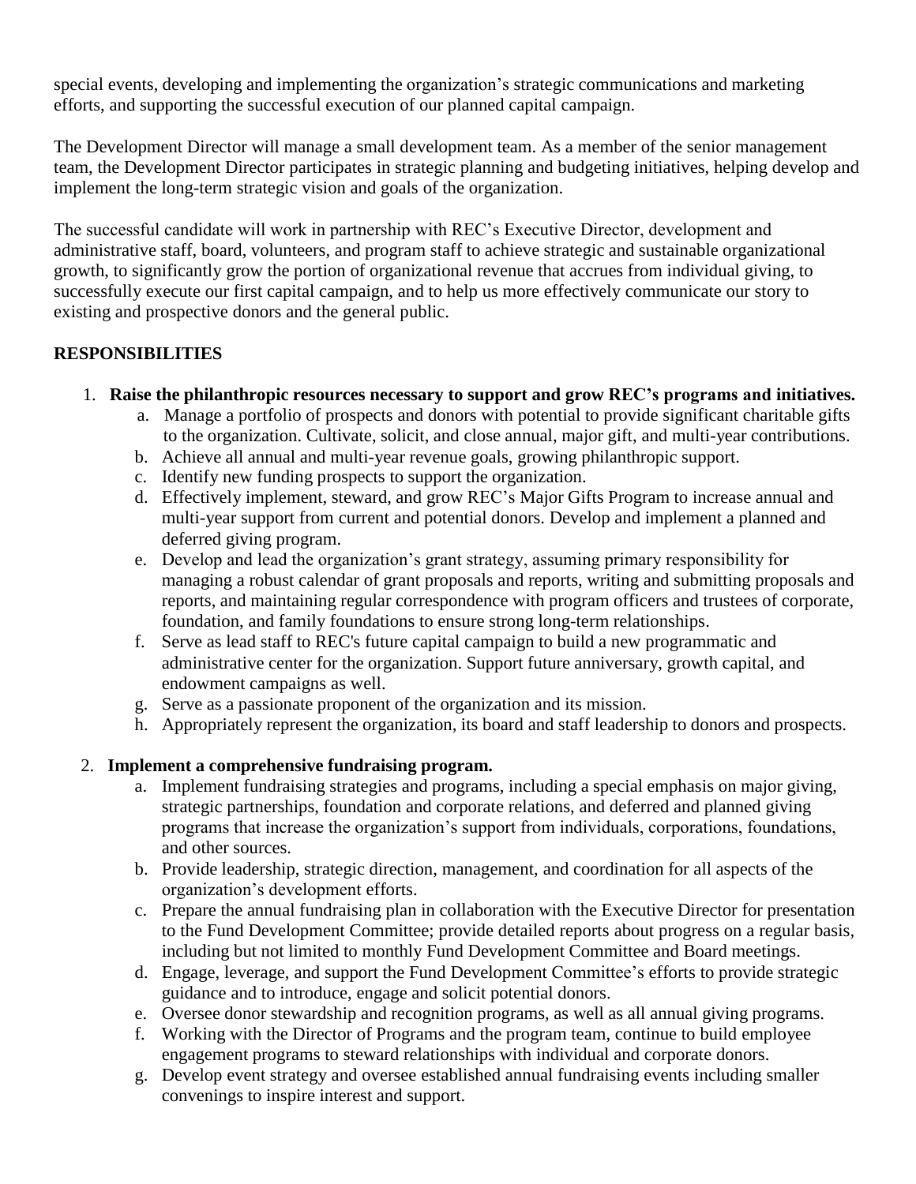special events, developing and implementing the organization's strategic communications and marketing efforts, and supporting the successful execution of our planned capital campaign.

The Development Director will manage a small development team. As a member of the senior management team, the Development Director participates in strategic planning and budgeting initiatives, helping develop and implement the long-term strategic vision and goals of the organization.

The successful candidate will work in partnership with REC's Executive Director, development and administrative staff, board, volunteers, and program staff to achieve strategic and sustainable organizational growth, to significantly grow the portion of organizational revenue that accrues from individual giving, to successfully execute our first capital campaign, and to help us more effectively communicate our story to existing and prospective donors and the general public.

## RESPONSIBILITIES

1. **Raise the philanthropic resources necessary to support and grow REC's programs and initiatives.**
    a. Manage a portfolio of prospects and donors with potential to provide significant charitable gifts to the organization. Cultivate, solicit, and close annual, major gift, and multi-year contributions.
    b. Achieve all annual and multi-year revenue goals, growing philanthropic support.
    c. Identify new funding prospects to support the organization.
    d. Effectively implement, steward, and grow REC's Major Gifts Program to increase annual and multi-year support from current and potential donors. Develop and implement a planned and deferred giving program.
    e. Develop and lead the organization's grant strategy, assuming primary responsibility for managing a robust calendar of grant proposals and reports, writing and submitting proposals and reports, and maintaining regular correspondence with program officers and trustees of corporate, foundation, and family foundations to ensure strong long-term relationships.
    f. Serve as lead staff to REC's future capital campaign to build a new programmatic and administrative center for the organization. Support future anniversary, growth capital, and endowment campaigns as well.
    g. Serve as a passionate proponent of the organization and its mission.
    h. Appropriately represent the organization, its board and staff leadership to donors and prospects.

2. **Implement a comprehensive fundraising program.**
    a. Implement fundraising strategies and programs, including a special emphasis on major giving, strategic partnerships, foundation and corporate relations, and deferred and planned giving programs that increase the organization's support from individuals, corporations, foundations, and other sources.
    b. Provide leadership, strategic direction, management, and coordination for all aspects of the organization's development efforts.
    c. Prepare the annual fundraising plan in collaboration with the Executive Director for presentation to the Fund Development Committee; provide detailed reports about progress on a regular basis, including but not limited to monthly Fund Development Committee and Board meetings.
    d. Engage, leverage, and support the Fund Development Committee's efforts to provide strategic guidance and to introduce, engage and solicit potential donors.
    e. Oversee donor stewardship and recognition programs, as well as all annual giving programs.
    f. Working with the Director of Programs and the program team, continue to build employee engagement programs to steward relationships with individual and corporate donors.
    g. Develop event strategy and oversee established annual fundraising events including smaller convenings to inspire interest and support.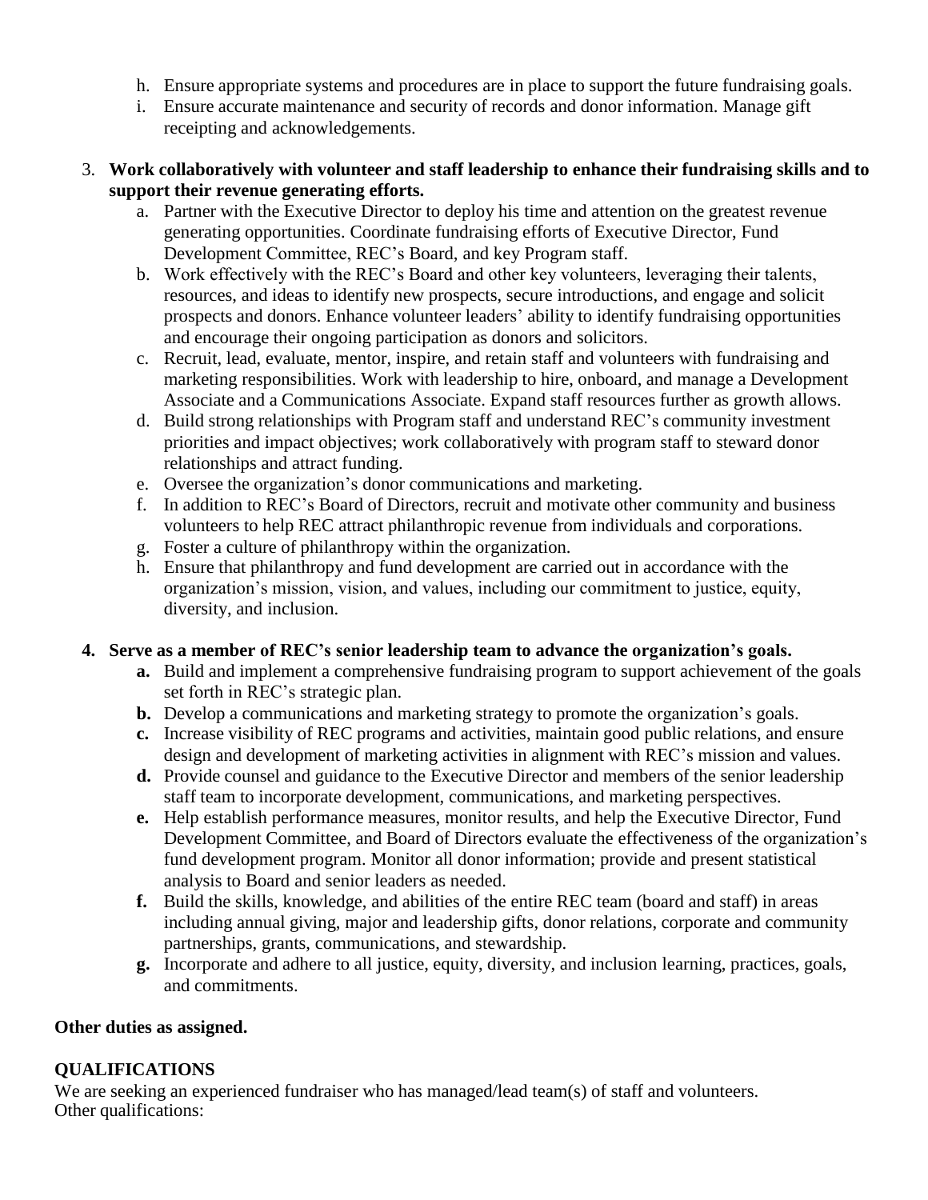h. Ensure appropriate systems and procedures are in place to support the future fundraising goals.
i. Ensure accurate maintenance and security of records and donor information. Manage gift receipting and acknowledgements.

3. **Work collaboratively with volunteer and staff leadership to enhance their fundraising skills and to support their revenue generating efforts.**
   a. Partner with the Executive Director to deploy his time and attention on the greatest revenue generating opportunities. Coordinate fundraising efforts of Executive Director, Fund Development Committee, REC's Board, and key Program staff.
   b. Work effectively with the REC's Board and other key volunteers, leveraging their talents, resources, and ideas to identify new prospects, secure introductions, and engage and solicit prospects and donors. Enhance volunteer leaders' ability to identify fundraising opportunities and encourage their ongoing participation as donors and solicitors.
   c. Recruit, lead, evaluate, mentor, inspire, and retain staff and volunteers with fundraising and marketing responsibilities. Work with leadership to hire, onboard, and manage a Development Associate and a Communications Associate. Expand staff resources further as growth allows.
   d. Build strong relationships with Program staff and understand REC's community investment priorities and impact objectives; work collaboratively with program staff to steward donor relationships and attract funding.
   e. Oversee the organization's donor communications and marketing.
   f. In addition to REC's Board of Directors, recruit and motivate other community and business volunteers to help REC attract philanthropic revenue from individuals and corporations.
   g. Foster a culture of philanthropy within the organization.
   h. Ensure that philanthropy and fund development are carried out in accordance with the organization's mission, vision, and values, including our commitment to justice, equity, diversity, and inclusion.

4. **Serve as a member of REC's senior leadership team to advance the organization's goals.**
   **a.** Build and implement a comprehensive fundraising program to support achievement of the goals set forth in REC's strategic plan.
   **b.** Develop a communications and marketing strategy to promote the organization's goals.
   **c.** Increase visibility of REC programs and activities, maintain good public relations, and ensure design and development of marketing activities in alignment with REC's mission and values.
   **d.** Provide counsel and guidance to the Executive Director and members of the senior leadership staff team to incorporate development, communications, and marketing perspectives.
   **e.** Help establish performance measures, monitor results, and help the Executive Director, Fund Development Committee, and Board of Directors evaluate the effectiveness of the organization's fund development program. Monitor all donor information; provide and present statistical analysis to Board and senior leaders as needed.
   **f.** Build the skills, knowledge, and abilities of the entire REC team (board and staff) in areas including annual giving, major and leadership gifts, donor relations, corporate and community partnerships, grants, communications, and stewardship.
   **g.** Incorporate and adhere to all justice, equity, diversity, and inclusion learning, practices, goals, and commitments.

**Other duties as assigned.**

## QUALIFICATIONS

We are seeking an experienced fundraiser who has managed/lead team(s) of staff and volunteers.
Other qualifications: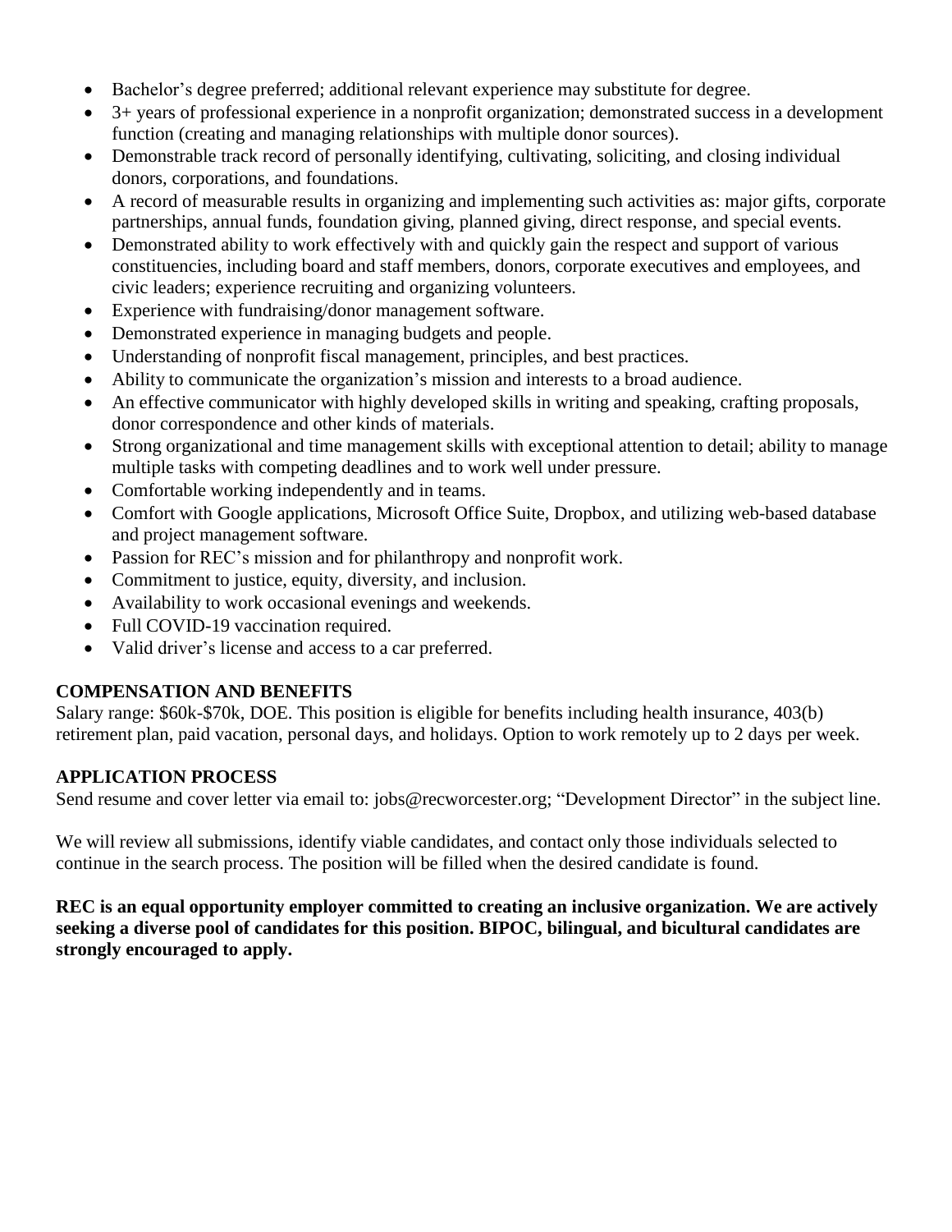- Bachelor's degree preferred; additional relevant experience may substitute for degree.
- 3+ years of professional experience in a nonprofit organization; demonstrated success in a development function (creating and managing relationships with multiple donor sources).
- Demonstrable track record of personally identifying, cultivating, soliciting, and closing individual donors, corporations, and foundations.
- A record of measurable results in organizing and implementing such activities as: major gifts, corporate partnerships, annual funds, foundation giving, planned giving, direct response, and special events.
- Demonstrated ability to work effectively with and quickly gain the respect and support of various constituencies, including board and staff members, donors, corporate executives and employees, and civic leaders; experience recruiting and organizing volunteers.
- Experience with fundraising/donor management software.
- Demonstrated experience in managing budgets and people.
- Understanding of nonprofit fiscal management, principles, and best practices.
- Ability to communicate the organization's mission and interests to a broad audience.
- An effective communicator with highly developed skills in writing and speaking, crafting proposals, donor correspondence and other kinds of materials.
- Strong organizational and time management skills with exceptional attention to detail; ability to manage multiple tasks with competing deadlines and to work well under pressure.
- Comfortable working independently and in teams.
- Comfort with Google applications, Microsoft Office Suite, Dropbox, and utilizing web-based database and project management software.
- Passion for REC's mission and for philanthropy and nonprofit work.
- Commitment to justice, equity, diversity, and inclusion.
- Availability to work occasional evenings and weekends.
- Full COVID-19 vaccination required.
- Valid driver's license and access to a car preferred.

**COMPENSATION AND BENEFITS**

Salary range: $60k-$70k, DOE. This position is eligible for benefits including health insurance, 403(b) retirement plan, paid vacation, personal days, and holidays. Option to work remotely up to 2 days per week.

**APPLICATION PROCESS**

Send resume and cover letter via email to: jobs@recworcester.org; "Development Director" in the subject line.

We will review all submissions, identify viable candidates, and contact only those individuals selected to continue in the search process. The position will be filled when the desired candidate is found.

**REC is an equal opportunity employer committed to creating an inclusive organization. We are actively seeking a diverse pool of candidates for this position. BIPOC, bilingual, and bicultural candidates are strongly encouraged to apply.**